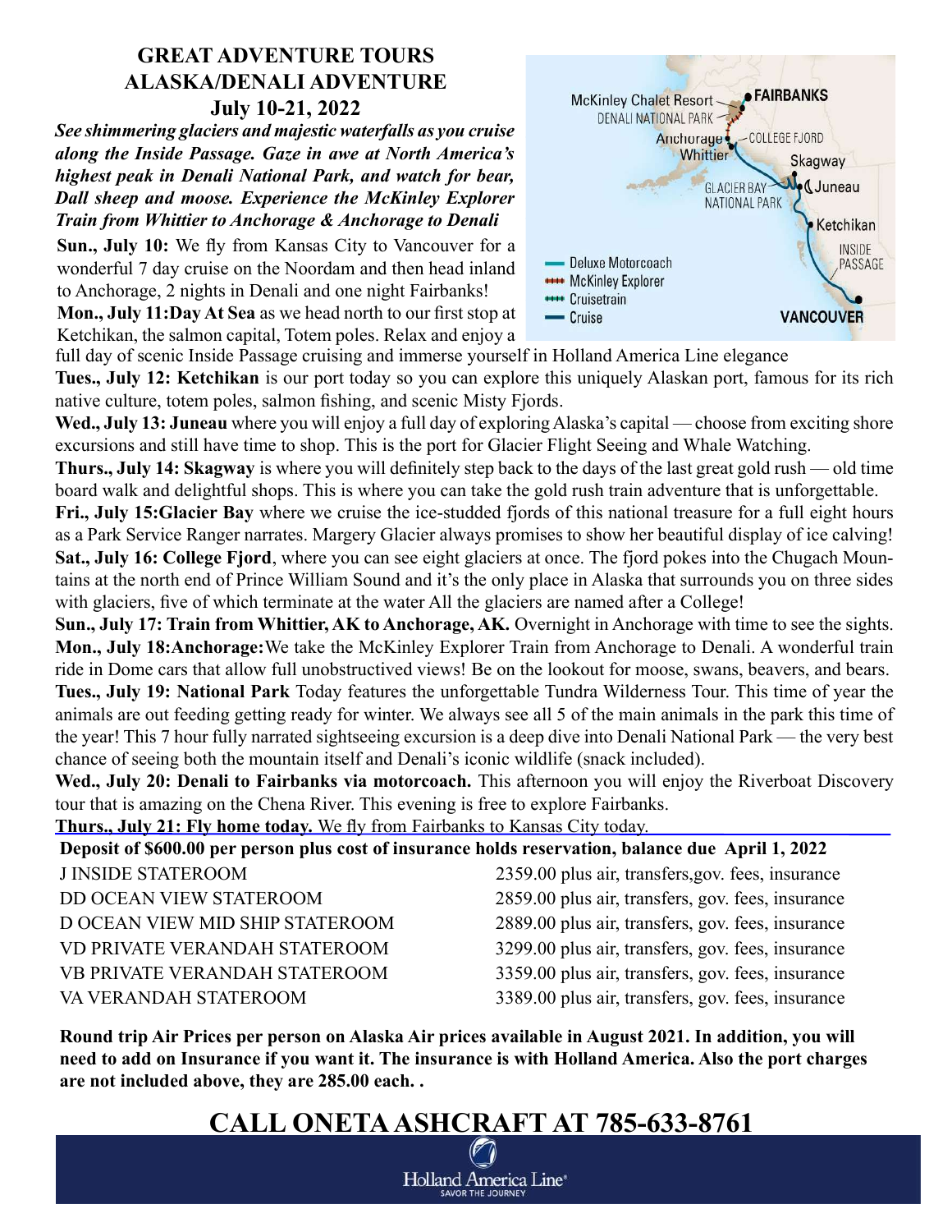# GREAT ADVENTURE TOURS
## ALASKA/DENALI ADVENTURE
### July 10-21, 2022

***See shimmering glaciers and majestic waterfalls as you cruise along the Inside Passage. Gaze in awe at North America's highest peak in Denali National Park, and watch for bear, Dall sheep and moose. Experience the McKinley Explorer Train from Whittier to Anchorage & Anchorage to Denali***

**Sun., July 10:** We fly from Kansas City to Vancouver for a wonderful 7 day cruise on the Noordam and then head inland to Anchorage, 2 nights in Denali and one night Fairbanks!

**Mon., July 11:Day At Sea** as we head north to our first stop at Ketchikan, the salmon capital, Totem poles. Relax and enjoy a full day of scenic Inside Passage cruising and immerse yourself in Holland America Line elegance

**Tues., July 12: Ketchikan** is our port today so you can explore this uniquely Alaskan port, famous for its rich native culture, totem poles, salmon fishing, and scenic Misty Fjords.

**Wed., July 13: Juneau** where you will enjoy a full day of exploring Alaska's capital — choose from exciting shore excursions and still have time to shop. This is the port for Glacier Flight Seeing and Whale Watching.

**Thurs., July 14: Skagway** is where you will definitely step back to the days of the last great gold rush — old time board walk and delightful shops. This is where you can take the gold rush train adventure that is unforgettable.

**Fri., July 15:Glacier Bay** where we cruise the ice-studded fjords of this national treasure for a full eight hours as a Park Service Ranger narrates. Margery Glacier always promises to show her beautiful display of ice calving!

**Sat., July 16: College Fjord**, where you can see eight glaciers at once. The fjord pokes into the Chugach Mountains at the north end of Prince William Sound and it's the only place in Alaska that surrounds you on three sides with glaciers, five of which terminate at the water All the glaciers are named after a College!

**Sun., July 17: Train from Whittier, AK to Anchorage, AK.** Overnight in Anchorage with time to see the sights.

**Mon., July 18:Anchorage:**We take the McKinley Explorer Train from Anchorage to Denali. A wonderful train ride in Dome cars that allow full unobstructived views! Be on the lookout for moose, swans, beavers, and bears.

**Tues., July 19: National Park** Today features the unforgettable Tundra Wilderness Tour. This time of year the animals are out feeding getting ready for winter. We always see all 5 of the main animals in the park this time of the year! This 7 hour fully narrated sightseeing excursion is a deep dive into Denali National Park — the very best chance of seeing both the mountain itself and Denali's iconic wildlife (snack included).

**Wed., July 20: Denali to Fairbanks via motorcoach.** This afternoon you will enjoy the Riverboat Discovery tour that is amazing on the Chena River. This evening is free to explore Fairbanks.

**Thurs., July 21: Fly home today.** We fly from Fairbanks to Kansas City today.

**Deposit of $600.00 per person plus cost of insurance holds reservation, balance due April 1, 2022**

| | |
|---|---|
| J INSIDE STATEROOM | 2359.00 plus air, transfers,gov. fees, insurance |
| DD OCEAN VIEW STATEROOM | 2859.00 plus air, transfers, gov. fees, insurance |
| D OCEAN VIEW MID SHIP STATEROOM | 2889.00 plus air, transfers, gov. fees, insurance |
| VD PRIVATE VERANDAH STATEROOM | 3299.00 plus air, transfers, gov. fees, insurance |
| VB PRIVATE VERANDAH STATEROOM | 3359.00 plus air, transfers, gov. fees, insurance |
| VA VERANDAH STATEROOM | 3389.00 plus air, transfers, gov. fees, insurance |

**Round trip Air Prices per person on Alaska Air prices available in August 2021. In addition, you will need to add on Insurance if you want it. The insurance is with Holland America. Also the port charges are not included above, they are 285.00 each. .**

## CALL ONETA ASHCRAFT AT 785-633-8761

Holland America Line
SAVOR THE JOURNEY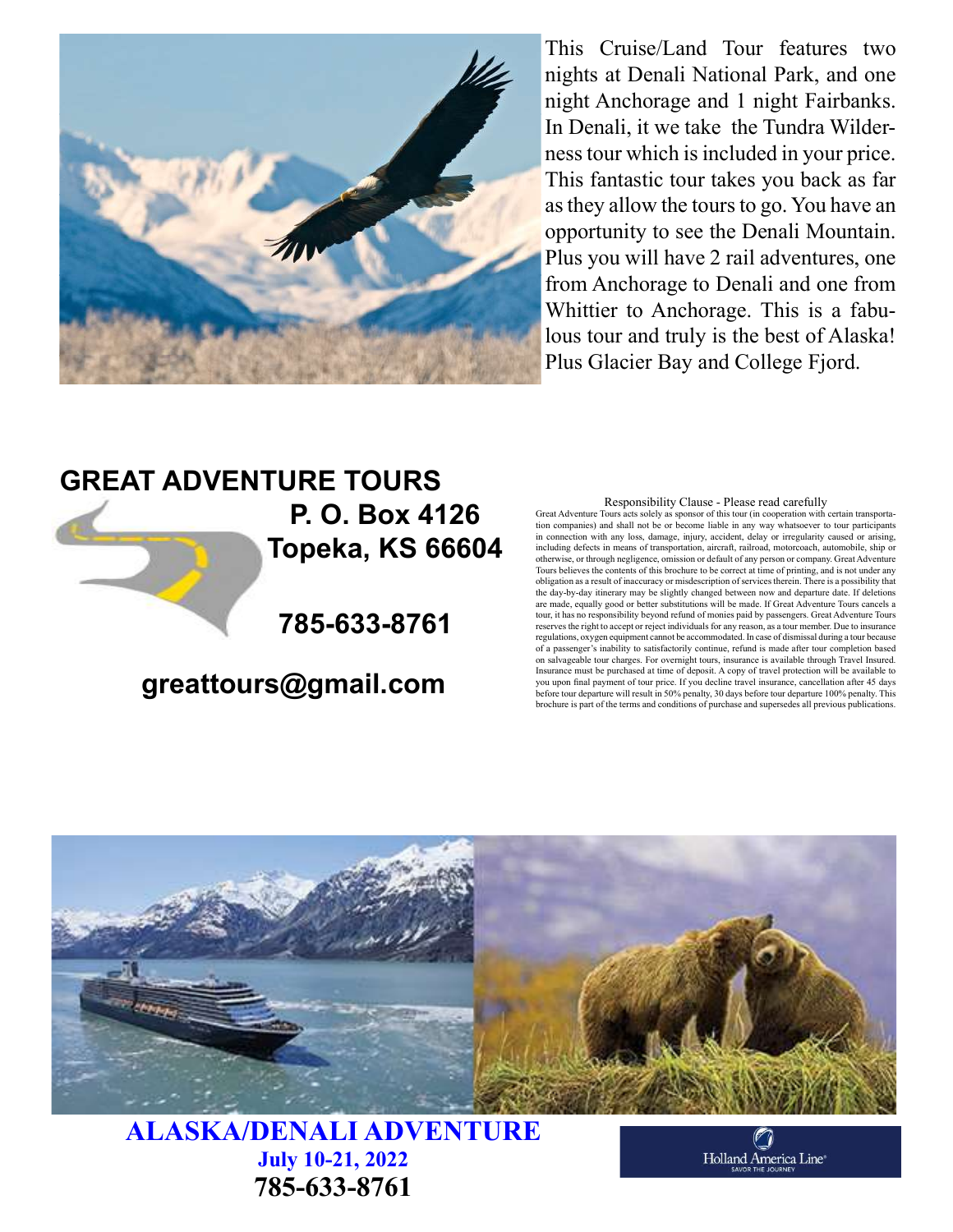This Cruise/Land Tour features two nights at Denali National Park, and one night Anchorage and 1 night Fairbanks. In Denali, it we take the Tundra Wilderness tour which is included in your price. This fantastic tour takes you back as far as they allow the tours to go. You have an opportunity to see the Denali Mountain. Plus you will have 2 rail adventures, one from Anchorage to Denali and one from Whittier to Anchorage. This is a fabulous tour and truly is the best of Alaska! Plus Glacier Bay and College Fjord.

## GREAT ADVENTURE TOURS

**P. O. Box 4126**
**Topeka, KS 66604**

**785-633-8761**

**greattours@gmail.com**

Responsibility Clause - Please read carefully

Great Adventure Tours acts solely as sponsor of this tour (in cooperation with certain transportation companies) and shall not be or become liable in any way whatsoever to tour participants in connection with any loss, damage, injury, accident, delay or irregularity caused or arising, including defects in means of transportation, aircraft, railroad, motorcoach, automobile, ship or otherwise, or through negligence, omission or default of any person or company. Great Adventure Tours believes the contents of this brochure to be correct at time of printing, and is not under any obligation as a result of inaccuracy or misdescription of services therein. There is a possibility that the day-by-day itinerary may be slightly changed between now and departure date. If deletions are made, equally good or better substitutions will be made. If Great Adventure Tours cancels a tour, it has no responsibility beyond refund of monies paid by passengers. Great Adventure Tours reserves the right to accept or reject individuals for any reason, as a tour member. Due to insurance regulations, oxygen equipment cannot be accommodated. In case of dismissal during a tour because of a passenger's inability to satisfactorily continue, refund is made after tour completion based on salvageable tour charges. For overnight tours, insurance is available through Travel Insured. Insurance must be purchased at time of deposit. A copy of travel protection will be available to you upon final payment of tour price. If you decline travel insurance, cancellation after 45 days before tour departure will result in 50% penalty, 30 days before tour departure 100% penalty. This brochure is part of the terms and conditions of purchase and supersedes all previous publications.

# ALASKA/DENALI ADVENTURE

**July 10-21, 2022**

**785-633-8761**

Holland America Line
SAVOR THE JOURNEY